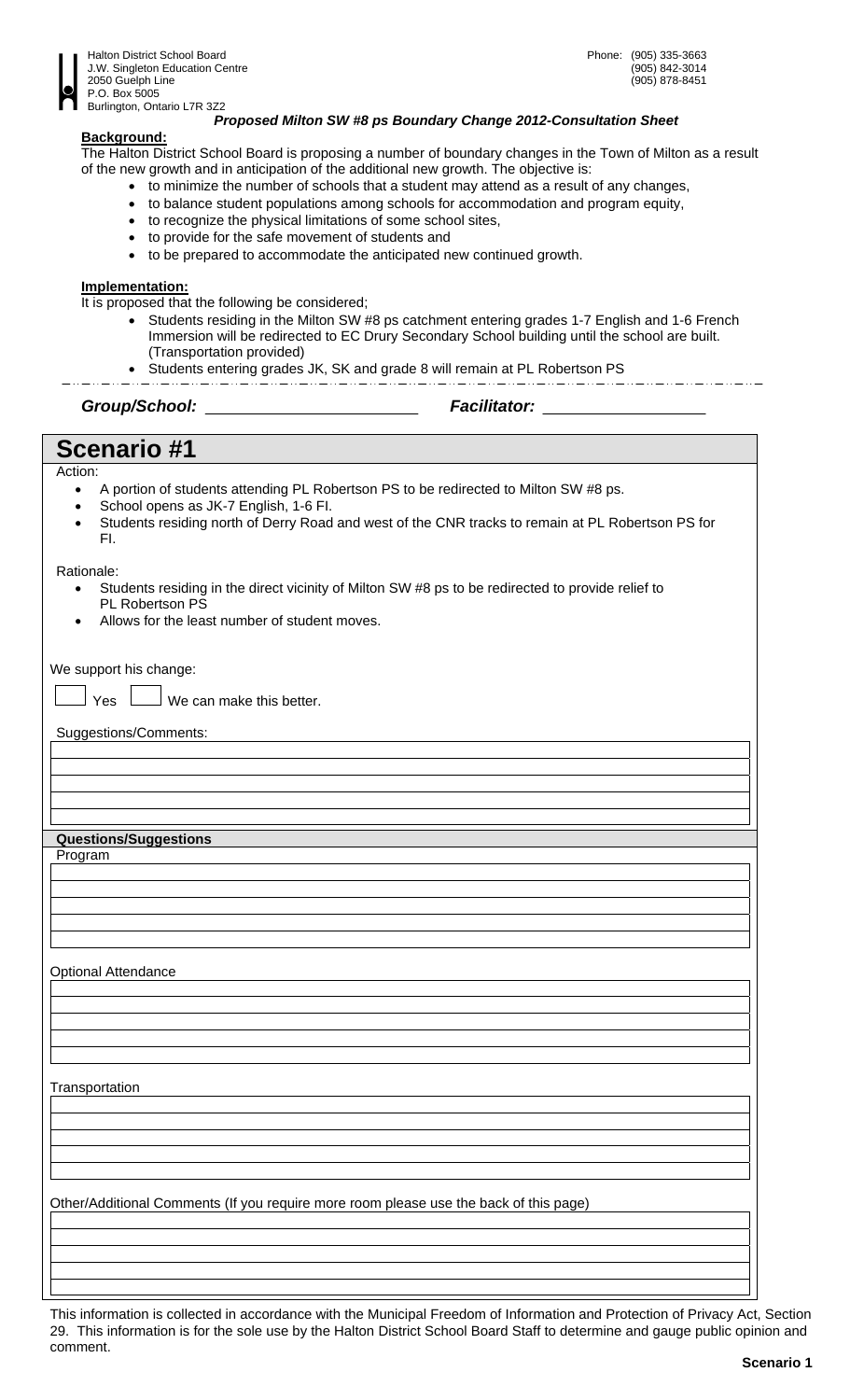Halton District School Board
J.W. Singleton Education Centre
2050 Guelph Line
P.O. Box 5005
Burlington, Ontario L7R 3Z2

Phone: (905) 335-3663
(905) 842-3014
(905) 878-8451

***Proposed Milton SW #8 ps Boundary Change 2012-Consultation Sheet***

**Background:**

The Halton District School Board is proposing a number of boundary changes in the Town of Milton as a result of the new growth and in anticipation of the additional new growth. The objective is:

- to minimize the number of schools that a student may attend as a result of any changes,
- to balance student populations among schools for accommodation and program equity,
- to recognize the physical limitations of some school sites,
- to provide for the safe movement of students and
- to be prepared to accommodate the anticipated new continued growth.

**Implementation:**

It is proposed that the following be considered;

- Students residing in the Milton SW #8 ps catchment entering grades 1-7 English and 1-6 French Immersion will be redirected to EC Drury Secondary School building until the school are built. (Transportation provided)
- Students entering grades JK, SK and grade 8 will remain at PL Robertson PS

***Group/School:*** ______________________ ***Facilitator:*** __________________

# Scenario #1

Action:

- A portion of students attending PL Robertson PS to be redirected to Milton SW #8 ps.
- School opens as JK-7 English, 1-6 FI.
- Students residing north of Derry Road and west of the CNR tracks to remain at PL Robertson PS for FI.

Rationale:

- Students residing in the direct vicinity of Milton SW #8 ps to be redirected to provide relief to PL Robertson PS
- Allows for the least number of student moves.

We support his change:

☐ Yes ☐ We can make this better.

Suggestions/Comments:

**Questions/Suggestions**

Program

Optional Attendance

Transportation

Other/Additional Comments (If you require more room please use the back of this page)

This information is collected in accordance with the Municipal Freedom of Information and Protection of Privacy Act, Section 29. This information is for the sole use by the Halton District School Board Staff to determine and gauge public opinion and comment.

**Scenario 1**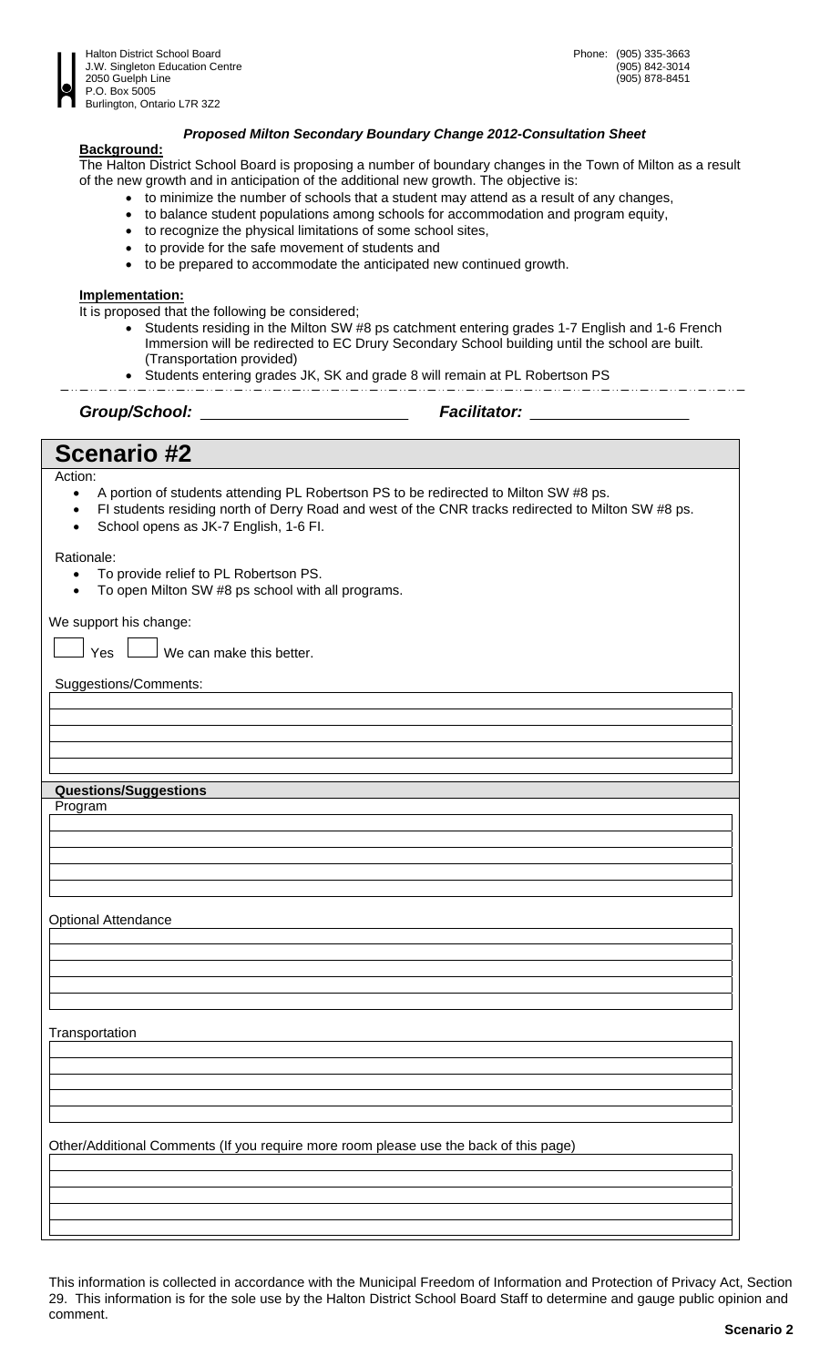Halton District School Board
J.W. Singleton Education Centre
2050 Guelph Line
P.O. Box 5005
Burlington, Ontario L7R 3Z2

Phone: (905) 335-3663
(905) 842-3014
(905) 878-8451

***Proposed Milton Secondary Boundary Change 2012-Consultation Sheet***

**Background:**

The Halton District School Board is proposing a number of boundary changes in the Town of Milton as a result of the new growth and in anticipation of the additional new growth. The objective is:

- to minimize the number of schools that a student may attend as a result of any changes,
- to balance student populations among schools for accommodation and program equity,
- to recognize the physical limitations of some school sites,
- to provide for the safe movement of students and
- to be prepared to accommodate the anticipated new continued growth.

**Implementation:**

It is proposed that the following be considered;

- Students residing in the Milton SW #8 ps catchment entering grades 1-7 English and 1-6 French Immersion will be redirected to EC Drury Secondary School building until the school are built. (Transportation provided)
- Students entering grades JK, SK and grade 8 will remain at PL Robertson PS

***Group/School:*** ______________________ ***Facilitator:*** ________________

## Scenario #2

Action:

- A portion of students attending PL Robertson PS to be redirected to Milton SW #8 ps.
- FI students residing north of Derry Road and west of the CNR tracks redirected to Milton SW #8 ps.
- School opens as JK-7 English, 1-6 FI.

Rationale:

- To provide relief to PL Robertson PS.
- To open Milton SW #8 ps school with all programs.

We support his change:

☐ Yes ☐ We can make this better.

Suggestions/Comments:

**Questions/Suggestions**

Program

Optional Attendance

Transportation

Other/Additional Comments (If you require more room please use the back of this page)

This information is collected in accordance with the Municipal Freedom of Information and Protection of Privacy Act, Section 29. This information is for the sole use by the Halton District School Board Staff to determine and gauge public opinion and comment.

**Scenario 2**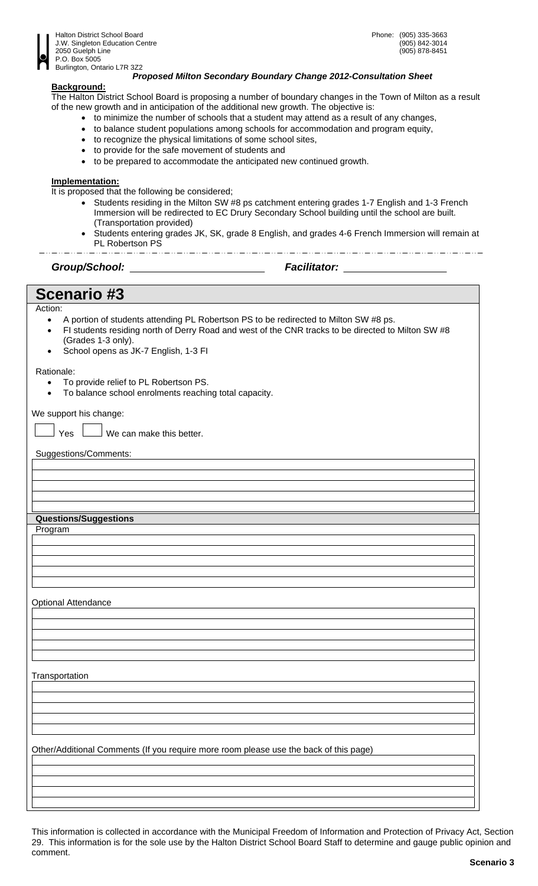Halton District School Board
J.W. Singleton Education Centre
2050 Guelph Line
P.O. Box 5005
Burlington, Ontario L7R 3Z2

Phone: (905) 335-3663
(905) 842-3014
(905) 878-8451

***Proposed Milton Secondary Boundary Change 2012-Consultation Sheet***

**Background:**

The Halton District School Board is proposing a number of boundary changes in the Town of Milton as a result of the new growth and in anticipation of the additional new growth. The objective is:

- to minimize the number of schools that a student may attend as a result of any changes,
- to balance student populations among schools for accommodation and program equity,
- to recognize the physical limitations of some school sites,
- to provide for the safe movement of students and
- to be prepared to accommodate the anticipated new continued growth.

**Implementation:**

It is proposed that the following be considered;

- Students residing in the Milton SW #8 ps catchment entering grades 1-7 English and 1-3 French Immersion will be redirected to EC Drury Secondary School building until the school are built. (Transportation provided)
- Students entering grades JK, SK, grade 8 English, and grades 4-6 French Immersion will remain at PL Robertson PS

***Group/School:*** ______________________ ***Facilitator:*** ________________

# Scenario #3

Action:

- A portion of students attending PL Robertson PS to be redirected to Milton SW #8 ps.
- FI students residing north of Derry Road and west of the CNR tracks to be directed to Milton SW #8 (Grades 1-3 only).
- School opens as JK-7 English, 1-3 FI

Rationale:

- To provide relief to PL Robertson PS.
- To balance school enrolments reaching total capacity.

We support his change:

☐ Yes ☐ We can make this better.

Suggestions/Comments:

**Questions/Suggestions**

Program

Optional Attendance

Transportation

Other/Additional Comments (If you require more room please use the back of this page)

This information is collected in accordance with the Municipal Freedom of Information and Protection of Privacy Act, Section 29. This information is for the sole use by the Halton District School Board Staff to determine and gauge public opinion and comment.

**Scenario 3**